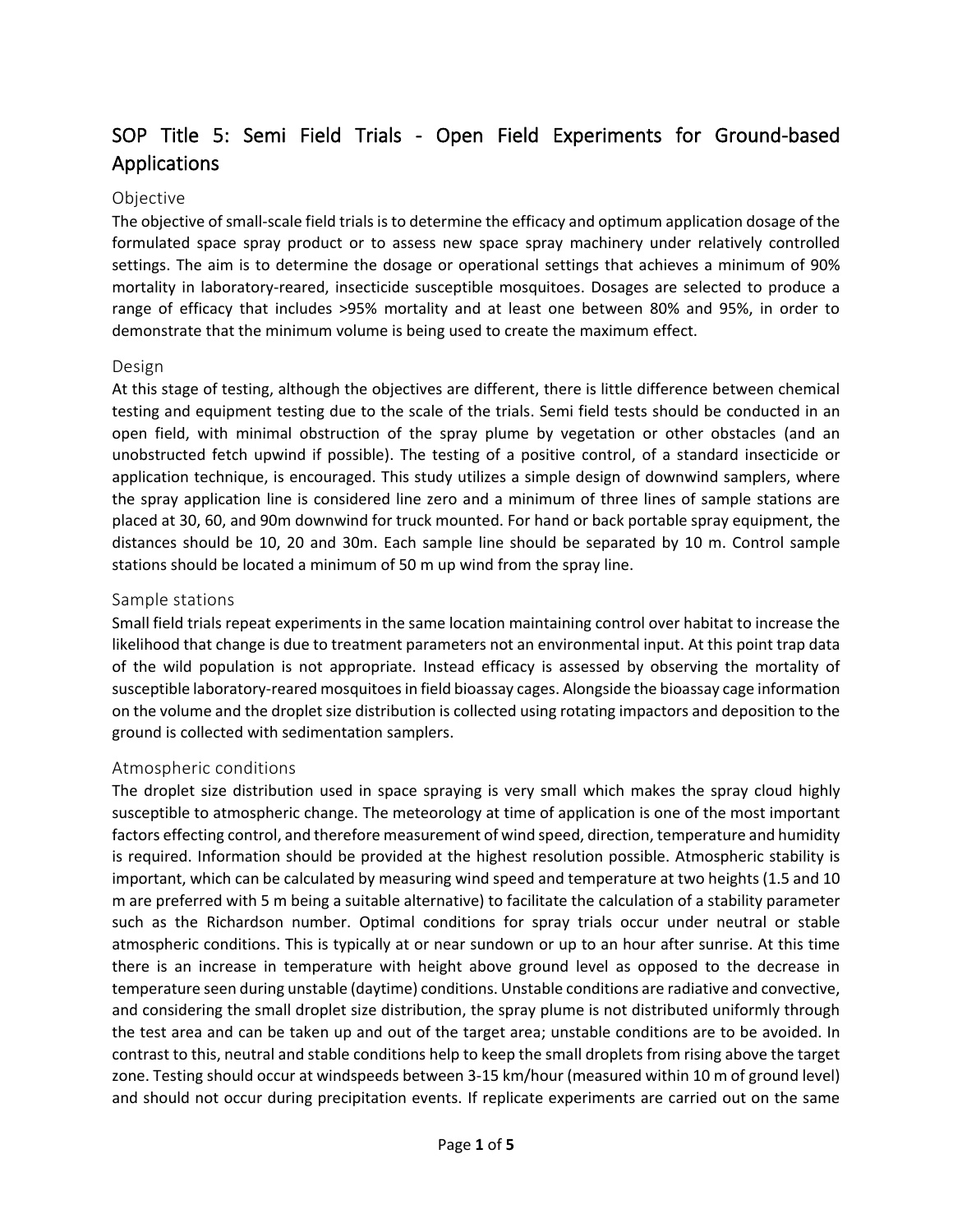# SOP Title 5: Semi Field Trials - Open Field Experiments for Ground-based Applications

## Objective

The objective of small-scale field trials is to determine the efficacy and optimum application dosage of the formulated space spray product or to assess new space spray machinery under relatively controlled settings. The aim is to determine the dosage or operational settings that achieves a minimum of 90% mortality in laboratory-reared, insecticide susceptible mosquitoes. Dosages are selected to produce a range of efficacy that includes >95% mortality and at least one between 80% and 95%, in order to demonstrate that the minimum volume is being used to create the maximum effect.

## Design

At this stage of testing, although the objectives are different, there is little difference between chemical testing and equipment testing due to the scale of the trials. Semi field tests should be conducted in an open field, with minimal obstruction of the spray plume by vegetation or other obstacles (and an unobstructed fetch upwind if possible). The testing of a positive control, of a standard insecticide or application technique, is encouraged. This study utilizes a simple design of downwind samplers, where the spray application line is considered line zero and a minimum of three lines of sample stations are placed at 30, 60, and 90m downwind for truck mounted. For hand or back portable spray equipment, the distances should be 10, 20 and 30m. Each sample line should be separated by 10 m. Control sample stations should be located a minimum of 50 m up wind from the spray line.

## Sample stations

Small field trials repeat experiments in the same location maintaining control over habitat to increase the likelihood that change is due to treatment parameters not an environmental input. At this point trap data of the wild population is not appropriate. Instead efficacy is assessed by observing the mortality of susceptible laboratory-reared mosquitoes in field bioassay cages. Alongside the bioassay cage information on the volume and the droplet size distribution is collected using rotating impactors and deposition to the ground is collected with sedimentation samplers.

## Atmospheric conditions

The droplet size distribution used in space spraying is very small which makes the spray cloud highly susceptible to atmospheric change. The meteorology at time of application is one of the most important factors effecting control, and therefore measurement of wind speed, direction, temperature and humidity is required. Information should be provided at the highest resolution possible. Atmospheric stability is important, which can be calculated by measuring wind speed and temperature at two heights (1.5 and 10 m are preferred with 5 m being a suitable alternative) to facilitate the calculation of a stability parameter such as the Richardson number. Optimal conditions for spray trials occur under neutral or stable atmospheric conditions. This is typically at or near sundown or up to an hour after sunrise. At this time there is an increase in temperature with height above ground level as opposed to the decrease in temperature seen during unstable (daytime) conditions. Unstable conditions are radiative and convective, and considering the small droplet size distribution, the spray plume is not distributed uniformly through the test area and can be taken up and out of the target area; unstable conditions are to be avoided. In contrast to this, neutral and stable conditions help to keep the small droplets from rising above the target zone. Testing should occur at windspeeds between 3-15 km/hour (measured within 10 m of ground level) and should not occur during precipitation events. If replicate experiments are carried out on the same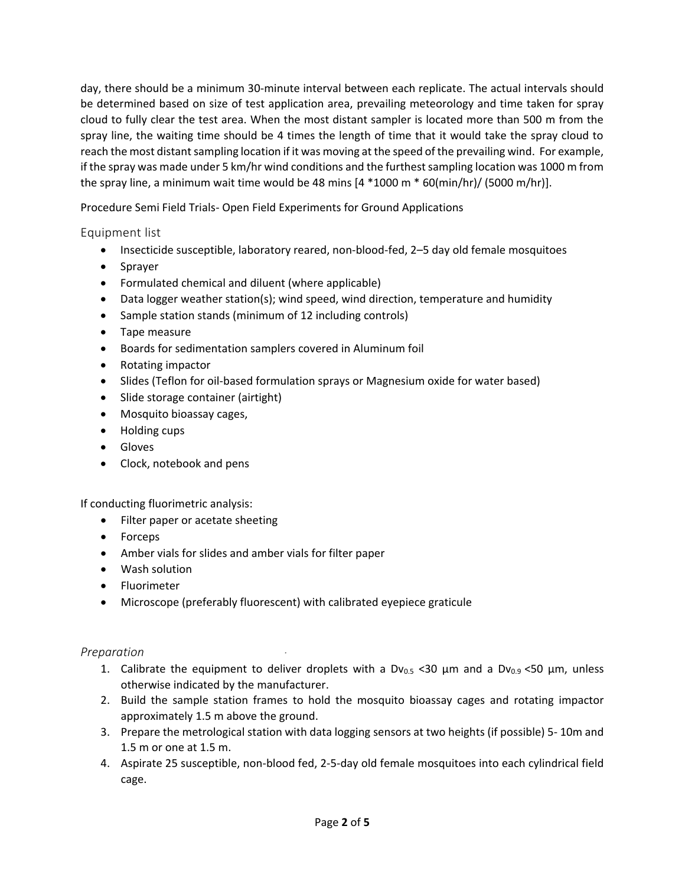day, there should be a minimum 30-minute interval between each replicate. The actual intervals should be determined based on size of test application area, prevailing meteorology and time taken for spray cloud to fully clear the test area. When the most distant sampler is located more than 500 m from the spray line, the waiting time should be 4 times the length of time that it would take the spray cloud to reach the most distant sampling location if it was moving at the speed of the prevailing wind. For example, if the spray was made under 5 km/hr wind conditions and the furthest sampling location was 1000 m from the spray line, a minimum wait time would be 48 mins [4 *1000 m * 60(min/hr)/ (5000 m/hr)].

Procedure Semi Field Trials- Open Field Experiments for Ground Applications

## Equipment list

- Insecticide susceptible, laboratory reared, non-blood-fed, 2–5 day old female mosquitoes
- Sprayer
- Formulated chemical and diluent (where applicable)
- Data logger weather station(s); wind speed, wind direction, temperature and humidity
- Sample station stands (minimum of 12 including controls)
- Tape measure
- Boards for sedimentation samplers covered in Aluminum foil
- Rotating impactor
- Slides (Teflon for oil-based formulation sprays or Magnesium oxide for water based)
- Slide storage container (airtight)
- Mosquito bioassay cages,
- Holding cups
- Gloves
- Clock, notebook and pens

If conducting fluorimetric analysis:

- Filter paper or acetate sheeting
- Forceps
- Amber vials for slides and amber vials for filter paper
- Wash solution
- Fluorimeter
- Microscope (preferably fluorescent) with calibrated eyepiece graticule

## *Preparation*

1. Calibrate the equipment to deliver droplets with a $Dv_{0.5}$ <30 µm and a $Dv_{0.9}$ <50 µm, unless otherwise indicated by the manufacturer.
2. Build the sample station frames to hold the mosquito bioassay cages and rotating impactor approximately 1.5 m above the ground.
3. Prepare the metrological station with data logging sensors at two heights (if possible) 5- 10m and 1.5 m or one at 1.5 m.
4. Aspirate 25 susceptible, non-blood fed, 2-5-day old female mosquitoes into each cylindrical field cage.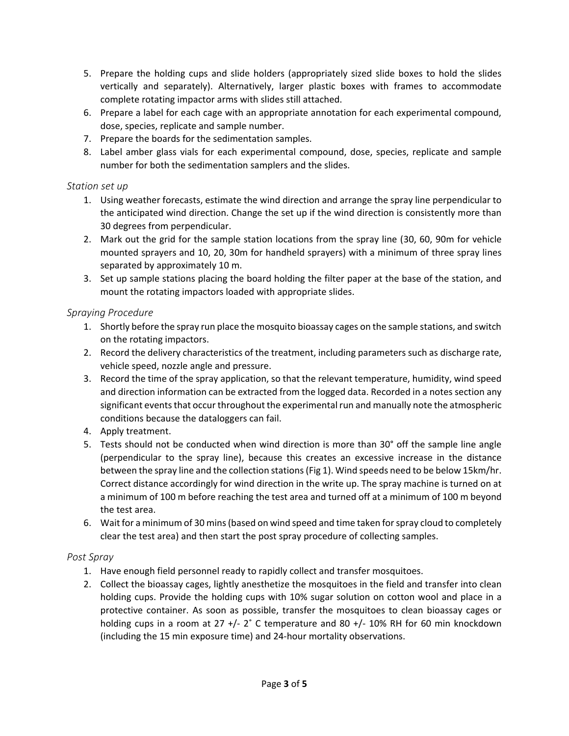5. Prepare the holding cups and slide holders (appropriately sized slide boxes to hold the slides vertically and separately). Alternatively, larger plastic boxes with frames to accommodate complete rotating impactor arms with slides still attached.
6. Prepare a label for each cage with an appropriate annotation for each experimental compound, dose, species, replicate and sample number.
7. Prepare the boards for the sedimentation samples.
8. Label amber glass vials for each experimental compound, dose, species, replicate and sample number for both the sedimentation samplers and the slides.

### *Station set up*

1. Using weather forecasts, estimate the wind direction and arrange the spray line perpendicular to the anticipated wind direction. Change the set up if the wind direction is consistently more than 30 degrees from perpendicular.
2. Mark out the grid for the sample station locations from the spray line (30, 60, 90m for vehicle mounted sprayers and 10, 20, 30m for handheld sprayers) with a minimum of three spray lines separated by approximately 10 m.
3. Set up sample stations placing the board holding the filter paper at the base of the station, and mount the rotating impactors loaded with appropriate slides.

### *Spraying Procedure*

1. Shortly before the spray run place the mosquito bioassay cages on the sample stations, and switch on the rotating impactors.
2. Record the delivery characteristics of the treatment, including parameters such as discharge rate, vehicle speed, nozzle angle and pressure.
3. Record the time of the spray application, so that the relevant temperature, humidity, wind speed and direction information can be extracted from the logged data. Recorded in a notes section any significant events that occur throughout the experimental run and manually note the atmospheric conditions because the dataloggers can fail.
4. Apply treatment.
5. Tests should not be conducted when wind direction is more than 30° off the sample line angle (perpendicular to the spray line), because this creates an excessive increase in the distance between the spray line and the collection stations (Fig 1). Wind speeds need to be below 15km/hr. Correct distance accordingly for wind direction in the write up. The spray machine is turned on at a minimum of 100 m before reaching the test area and turned off at a minimum of 100 m beyond the test area.
6. Wait for a minimum of 30 mins (based on wind speed and time taken for spray cloud to completely clear the test area) and then start the post spray procedure of collecting samples.

### *Post Spray*

1. Have enough field personnel ready to rapidly collect and transfer mosquitoes.
2. Collect the bioassay cages, lightly anesthetize the mosquitoes in the field and transfer into clean holding cups. Provide the holding cups with 10% sugar solution on cotton wool and place in a protective container. As soon as possible, transfer the mosquitoes to clean bioassay cages or holding cups in a room at 27 +/- 2˚ C temperature and 80 +/- 10% RH for 60 min knockdown (including the 15 min exposure time) and 24-hour mortality observations.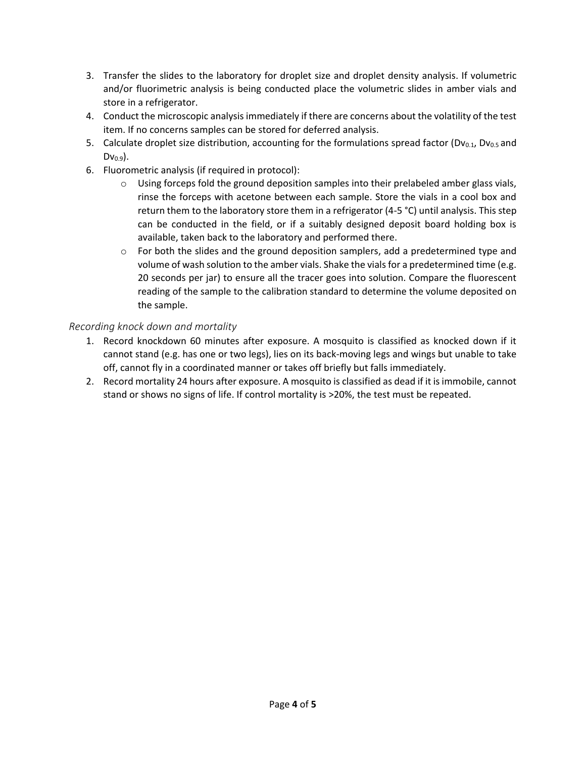3. Transfer the slides to the laboratory for droplet size and droplet density analysis. If volumetric and/or fluorimetric analysis is being conducted place the volumetric slides in amber vials and store in a refrigerator.
4. Conduct the microscopic analysis immediately if there are concerns about the volatility of the test item. If no concerns samples can be stored for deferred analysis.
5. Calculate droplet size distribution, accounting for the formulations spread factor ($Dv_{0.1}$, $Dv_{0.5}$ and $Dv_{0.9}$).
6. Fluorometric analysis (if required in protocol):
    - Using forceps fold the ground deposition samples into their prelabeled amber glass vials, rinse the forceps with acetone between each sample. Store the vials in a cool box and return them to the laboratory store them in a refrigerator (4-5 °C) until analysis. This step can be conducted in the field, or if a suitably designed deposit board holding box is available, taken back to the laboratory and performed there.
    - For both the slides and the ground deposition samplers, add a predetermined type and volume of wash solution to the amber vials. Shake the vials for a predetermined time (e.g. 20 seconds per jar) to ensure all the tracer goes into solution. Compare the fluorescent reading of the sample to the calibration standard to determine the volume deposited on the sample.

### *Recording knock down and mortality*

1. Record knockdown 60 minutes after exposure. A mosquito is classified as knocked down if it cannot stand (e.g. has one or two legs), lies on its back-moving legs and wings but unable to take off, cannot fly in a coordinated manner or takes off briefly but falls immediately.
2. Record mortality 24 hours after exposure. A mosquito is classified as dead if it is immobile, cannot stand or shows no signs of life. If control mortality is >20%, the test must be repeated.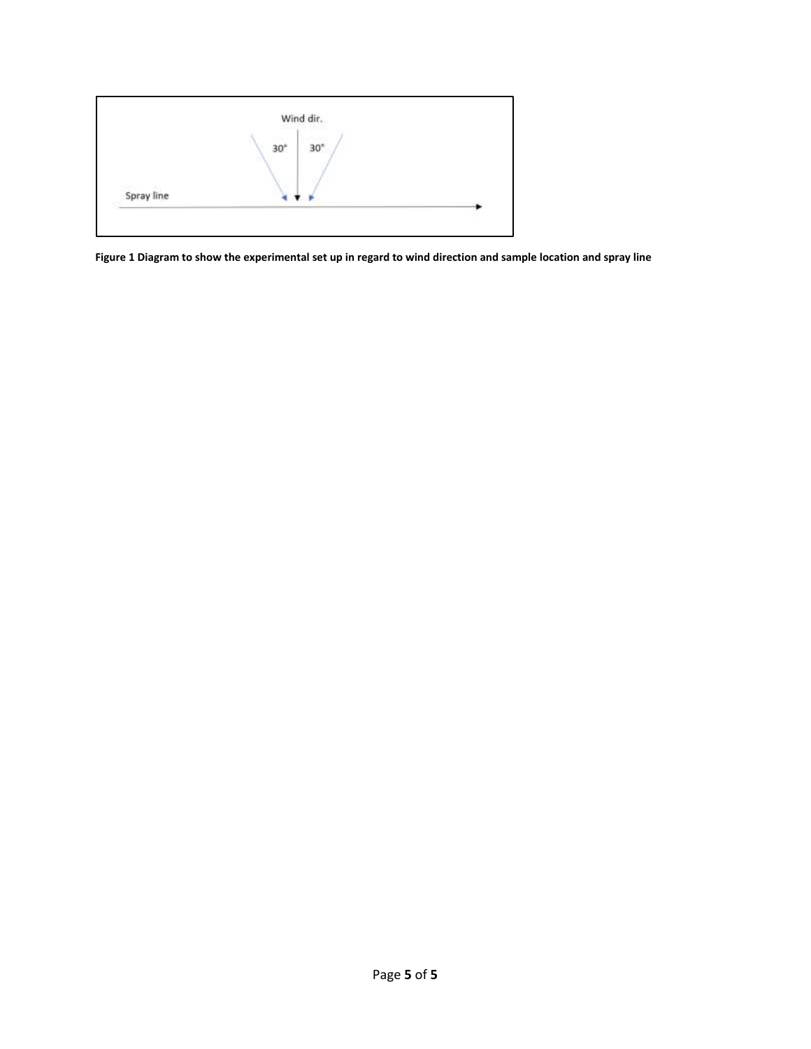Wind dir.

30°

30°

Spray line

**Figure 1 Diagram to show the experimental set up in regard to wind direction and sample location and spray line**